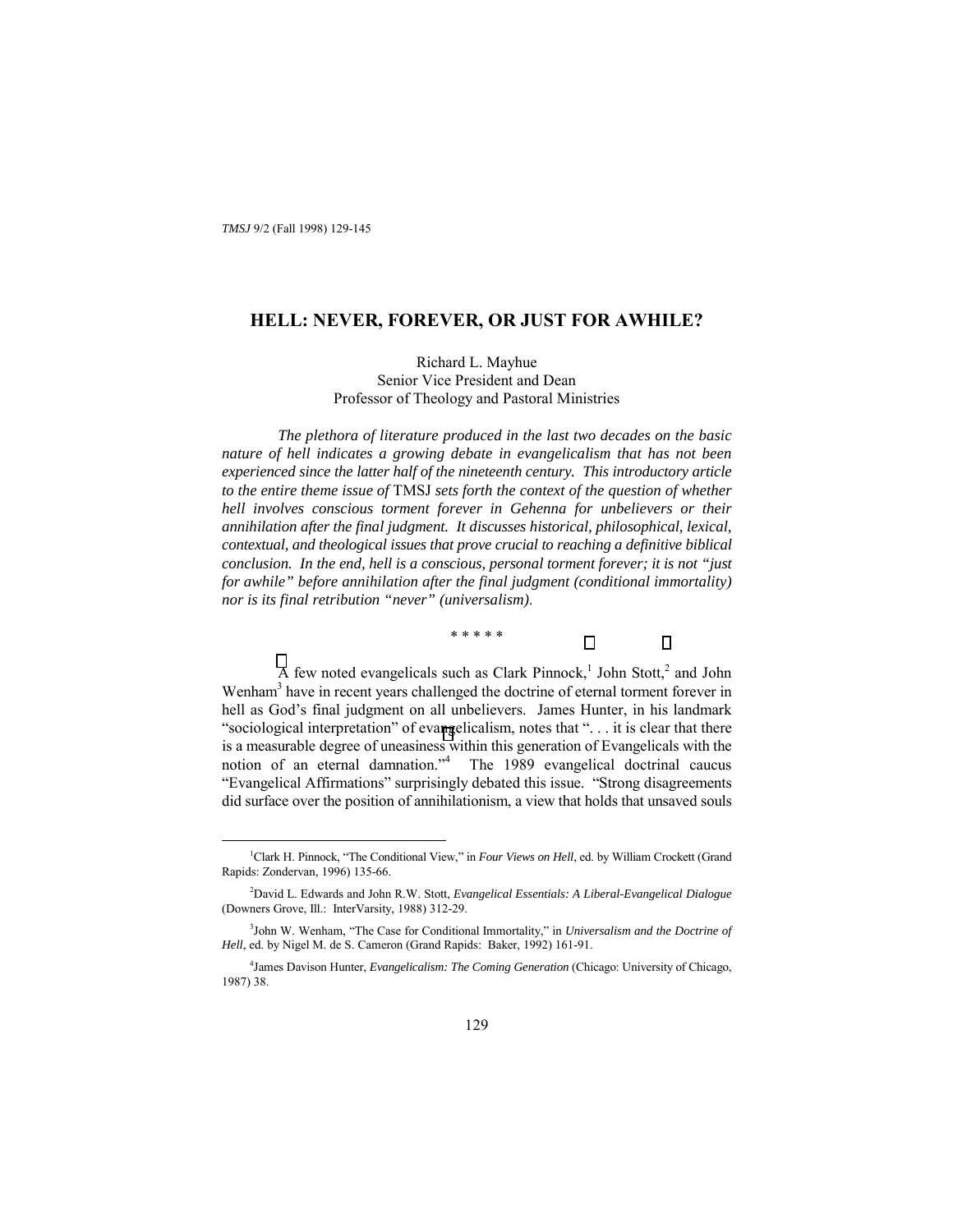# HELL: NEVER, FOREVER, OR JUST FOR AWHILE?

Richard L. Mayhue
Senior Vice President and Dean
Professor of Theology and Pastoral Ministries

*The plethora of literature produced in the last two decades on the basic nature of hell indicates a growing debate in evangelicalism that has not been experienced since the latter half of the nineteenth century. This introductory article to the entire theme issue of* TMSJ *sets forth the context of the question of whether hell involves conscious torment forever in Gehenna for unbelievers or their annihilation after the final judgment. It discusses historical, philosophical, lexical, contextual, and theological issues that prove crucial to reaching a definitive biblical conclusion. In the end, hell is a conscious, personal torment forever; it is not "just for awhile" before annihilation after the final judgment (conditional immortality) nor is its final retribution "never" (universalism).*

\* \* \* \* \*

A few noted evangelicals such as Clark Pinnock,[1] John Stott,[2] and John Wenham[3] have in recent years challenged the doctrine of eternal torment forever in hell as God's final judgment on all unbelievers. James Hunter, in his landmark "sociological interpretation" of evangelicalism, notes that ". . . it is clear that there is a measurable degree of uneasiness within this generation of Evangelicals with the notion of an eternal damnation."[4] The 1989 evangelical doctrinal caucus "Evangelical Affirmations" surprisingly debated this issue. "Strong disagreements did surface over the position of annihilationism, a view that holds that unsaved souls

---

[1]Clark H. Pinnock, "The Conditional View," in *Four Views on Hell*, ed. by William Crockett (Grand Rapids: Zondervan, 1996) 135-66.

[2]David L. Edwards and John R.W. Stott, *Evangelical Essentials: A Liberal-Evangelical Dialogue* (Downers Grove, Ill.: InterVarsity, 1988) 312-29.

[3]John W. Wenham, "The Case for Conditional Immortality," in *Universalism and the Doctrine of Hell*, ed. by Nigel M. de S. Cameron (Grand Rapids: Baker, 1992) 161-91.

[4]James Davison Hunter, *Evangelicalism: The Coming Generation* (Chicago: University of Chicago, 1987) 38.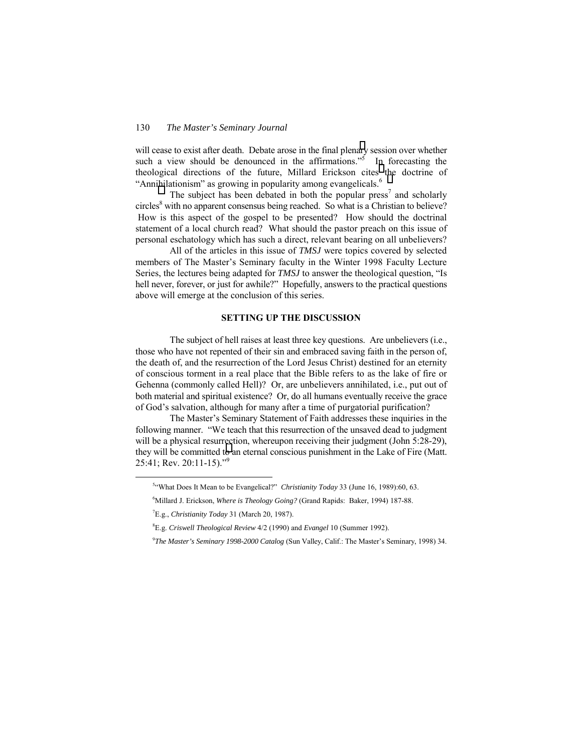will cease to exist after death. Debate arose in the final plenary session over whether such a view should be denounced in the affirmations."[5] In forecasting the theological directions of the future, Millard Erickson cites the doctrine of "Annihilationism" as growing in popularity among evangelicals.[6]

The subject has been debated in both the popular press[7] and scholarly circles[8] with no apparent consensus being reached. So what is a Christian to believe? How is this aspect of the gospel to be presented? How should the doctrinal statement of a local church read? What should the pastor preach on this issue of personal eschatology which has such a direct, relevant bearing on all unbelievers?

All of the articles in this issue of *TMSJ* were topics covered by selected members of The Master's Seminary faculty in the Winter 1998 Faculty Lecture Series, the lectures being adapted for *TMSJ* to answer the theological question, "Is hell never, forever, or just for awhile?" Hopefully, answers to the practical questions above will emerge at the conclusion of this series.

## SETTING UP THE DISCUSSION

The subject of hell raises at least three key questions. Are unbelievers (i.e., those who have not repented of their sin and embraced saving faith in the person of, the death of, and the resurrection of the Lord Jesus Christ) destined for an eternity of conscious torment in a real place that the Bible refers to as the lake of fire or Gehenna (commonly called Hell)? Or, are unbelievers annihilated, i.e., put out of both material and spiritual existence? Or, do all humans eventually receive the grace of God's salvation, although for many after a time of purgatorial purification?

The Master's Seminary Statement of Faith addresses these inquiries in the following manner. "We teach that this resurrection of the unsaved dead to judgment will be a physical resurrection, whereupon receiving their judgment (John 5:28-29), they will be committed to an eternal conscious punishment in the Lake of Fire (Matt. 25:41; Rev. 20:11-15)."[9]

---

[5] "What Does It Mean to be Evangelical?" *Christianity Today* 33 (June 16, 1989):60, 63.

[6] Millard J. Erickson, *Where is Theology Going?* (Grand Rapids: Baker, 1994) 187-88.

[7] E.g., *Christianity Today* 31 (March 20, 1987).

[8] E.g. *Criswell Theological Review* 4/2 (1990) and *Evangel* 10 (Summer 1992).

[9] *The Master's Seminary 1998-2000 Catalog* (Sun Valley, Calif.: The Master's Seminary, 1998) 34.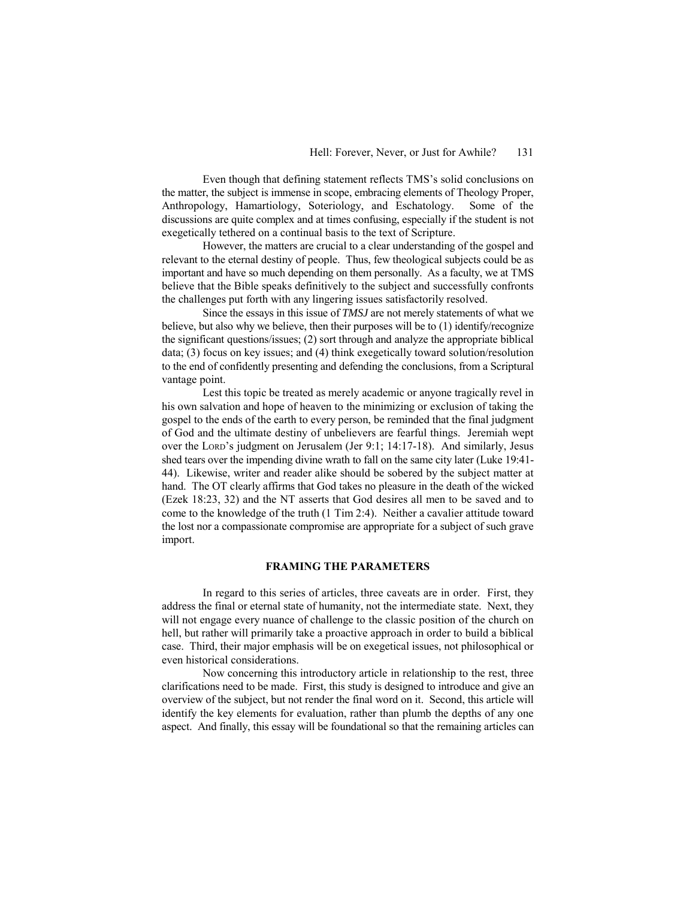Even though that defining statement reflects TMS's solid conclusions on the matter, the subject is immense in scope, embracing elements of Theology Proper, Anthropology, Hamartiology, Soteriology, and Eschatology. Some of the discussions are quite complex and at times confusing, especially if the student is not exegetically tethered on a continual basis to the text of Scripture.

However, the matters are crucial to a clear understanding of the gospel and relevant to the eternal destiny of people. Thus, few theological subjects could be as important and have so much depending on them personally. As a faculty, we at TMS believe that the Bible speaks definitively to the subject and successfully confronts the challenges put forth with any lingering issues satisfactorily resolved.

Since the essays in this issue of *TMSJ* are not merely statements of what we believe, but also why we believe, then their purposes will be to (1) identify/recognize the significant questions/issues; (2) sort through and analyze the appropriate biblical data; (3) focus on key issues; and (4) think exegetically toward solution/resolution to the end of confidently presenting and defending the conclusions, from a Scriptural vantage point.

Lest this topic be treated as merely academic or anyone tragically revel in his own salvation and hope of heaven to the minimizing or exclusion of taking the gospel to the ends of the earth to every person, be reminded that the final judgment of God and the ultimate destiny of unbelievers are fearful things. Jeremiah wept over the LORD's judgment on Jerusalem (Jer 9:1; 14:17-18). And similarly, Jesus shed tears over the impending divine wrath to fall on the same city later (Luke 19:41-44). Likewise, writer and reader alike should be sobered by the subject matter at hand. The OT clearly affirms that God takes no pleasure in the death of the wicked (Ezek 18:23, 32) and the NT asserts that God desires all men to be saved and to come to the knowledge of the truth (1 Tim 2:4). Neither a cavalier attitude toward the lost nor a compassionate compromise are appropriate for a subject of such grave import.

## FRAMING THE PARAMETERS

In regard to this series of articles, three caveats are in order. First, they address the final or eternal state of humanity, not the intermediate state. Next, they will not engage every nuance of challenge to the classic position of the church on hell, but rather will primarily take a proactive approach in order to build a biblical case. Third, their major emphasis will be on exegetical issues, not philosophical or even historical considerations.

Now concerning this introductory article in relationship to the rest, three clarifications need to be made. First, this study is designed to introduce and give an overview of the subject, but not render the final word on it. Second, this article will identify the key elements for evaluation, rather than plumb the depths of any one aspect. And finally, this essay will be foundational so that the remaining articles can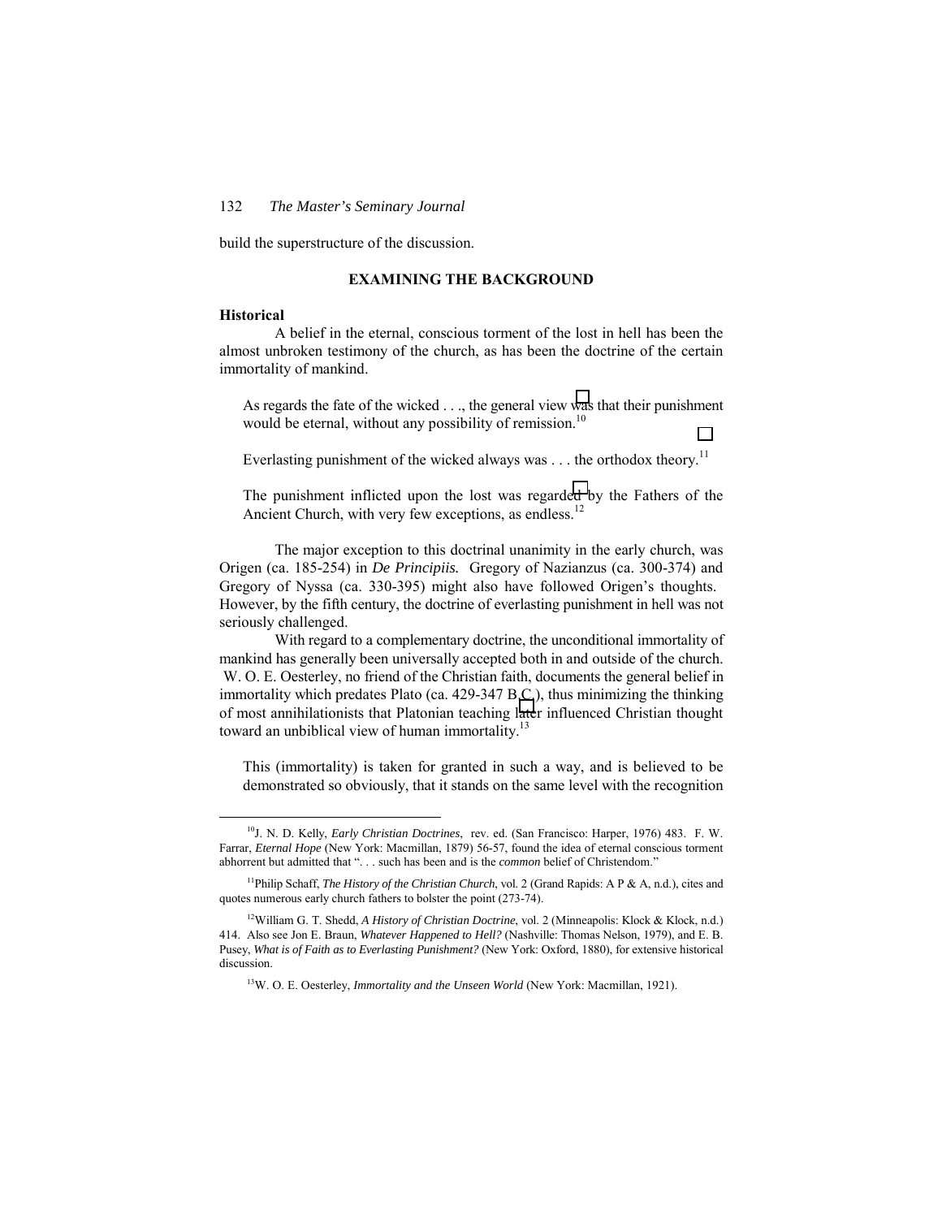build the superstructure of the discussion.

## EXAMINING THE BACKGROUND

### Historical

A belief in the eternal, conscious torment of the lost in hell has been the almost unbroken testimony of the church, as has been the doctrine of the certain immortality of mankind.

> As regards the fate of the wicked . . ., the general view was that their punishment would be eternal, without any possibility of remission.[10]

> Everlasting punishment of the wicked always was . . . the orthodox theory.[11]

> The punishment inflicted upon the lost was regarded by the Fathers of the Ancient Church, with very few exceptions, as endless.[12]

The major exception to this doctrinal unanimity in the early church, was Origen (ca. 185-254) in *De Principiis.* Gregory of Nazianzus (ca. 300-374) and Gregory of Nyssa (ca. 330-395) might also have followed Origen's thoughts. However, by the fifth century, the doctrine of everlasting punishment in hell was not seriously challenged.

With regard to a complementary doctrine, the unconditional immortality of mankind has generally been universally accepted both in and outside of the church. W. O. E. Oesterley, no friend of the Christian faith, documents the general belief in immortality which predates Plato (ca. 429-347 B.C.), thus minimizing the thinking of most annihilationists that Platonian teaching later influenced Christian thought toward an unbiblical view of human immortality.[13]

> This (immortality) is taken for granted in such a way, and is believed to be demonstrated so obviously, that it stands on the same level with the recognition

---

[10]J. N. D. Kelly, *Early Christian Doctrines*, rev. ed. (San Francisco: Harper, 1976) 483. F. W. Farrar, *Eternal Hope* (New York: Macmillan, 1879) 56-57, found the idea of eternal conscious torment abhorrent but admitted that ". . . such has been and is the *common* belief of Christendom."

[11]Philip Schaff, *The History of the Christian Church*, vol. 2 (Grand Rapids: A P & A, n.d.), cites and quotes numerous early church fathers to bolster the point (273-74).

[12]William G. T. Shedd, *A History of Christian Doctrine*, vol. 2 (Minneapolis: Klock & Klock, n.d.) 414. Also see Jon E. Braun, *Whatever Happened to Hell?* (Nashville: Thomas Nelson, 1979), and E. B. Pusey, *What is of Faith as to Everlasting Punishment?* (New York: Oxford, 1880), for extensive historical discussion.

[13]W. O. E. Oesterley, *Immortality and the Unseen World* (New York: Macmillan, 1921).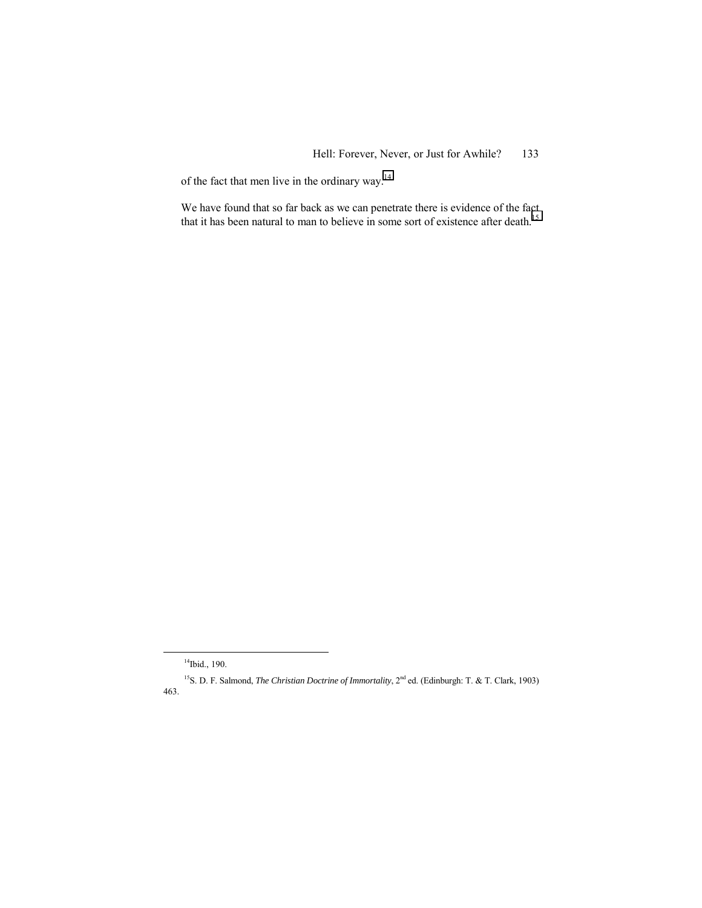of the fact that men live in the ordinary way.[14]

We have found that so far back as we can penetrate there is evidence of the fact that it has been natural to man to believe in some sort of existence after death.[15]

---

[14]Ibid., 190.

[15]S. D. F. Salmond, *The Christian Doctrine of Immortality*, 2nd ed. (Edinburgh: T. & T. Clark, 1903) 463.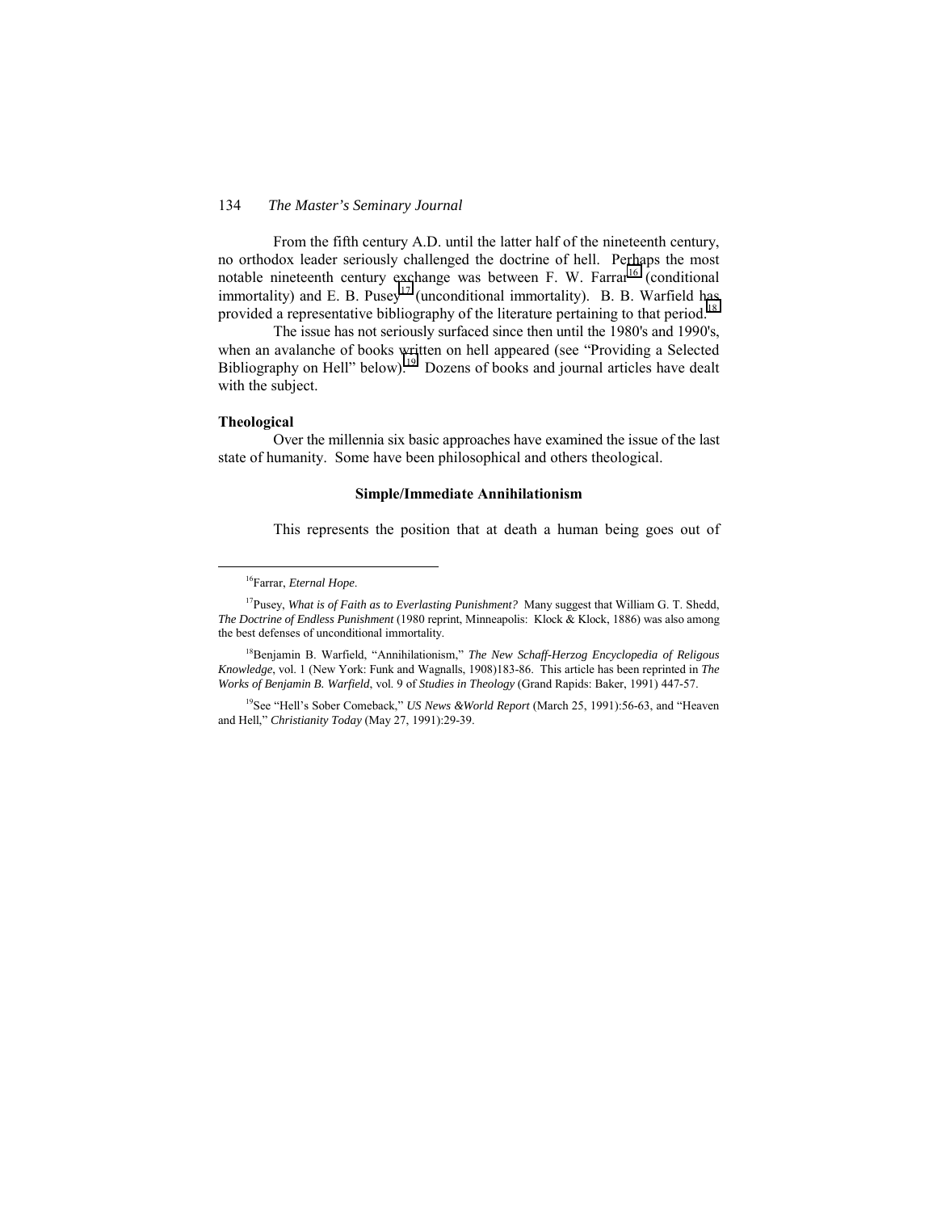From the fifth century A.D. until the latter half of the nineteenth century, no orthodox leader seriously challenged the doctrine of hell. Perhaps the most notable nineteenth century exchange was between F. W. Farrar[16] (conditional immortality) and E. B. Pusey[17] (unconditional immortality). B. B. Warfield has provided a representative bibliography of the literature pertaining to that period.[18]

The issue has not seriously surfaced since then until the 1980's and 1990's, when an avalanche of books written on hell appeared (see "Providing a Selected Bibliography on Hell" below).[19] Dozens of books and journal articles have dealt with the subject.

### Theological

Over the millennia six basic approaches have examined the issue of the last state of humanity. Some have been philosophical and others theological.

## Simple/Immediate Annihilationism

This represents the position that at death a human being goes out of

---

[16]Farrar, *Eternal Hope*.

[17]Pusey, *What is of Faith as to Everlasting Punishment?* Many suggest that William G. T. Shedd, *The Doctrine of Endless Punishment* (1980 reprint, Minneapolis: Klock & Klock, 1886) was also among the best defenses of unconditional immortality.

[18]Benjamin B. Warfield, "Annihilationism," *The New Schaff-Herzog Encyclopedia of Religous Knowledge*, vol. 1 (New York: Funk and Wagnalls, 1908)183-86. This article has been reprinted in *The Works of Benjamin B. Warfield*, vol. 9 of *Studies in Theology* (Grand Rapids: Baker, 1991) 447-57.

[19]See "Hell's Sober Comeback," *US News &World Report* (March 25, 1991):56-63, and "Heaven and Hell," *Christianity Today* (May 27, 1991):29-39.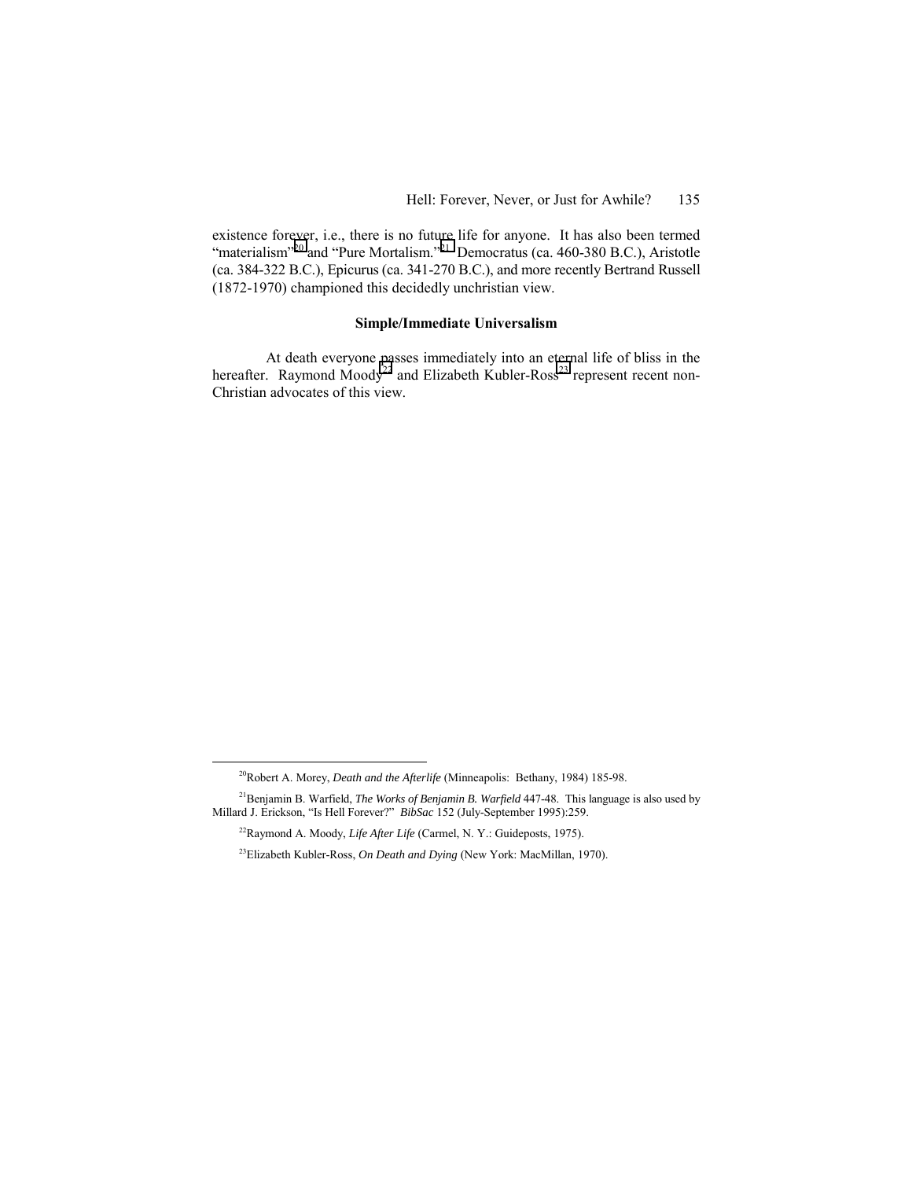existence forever, i.e., there is no future life for anyone. It has also been termed "materialism"[20] and "Pure Mortalism."[21] Democratus (ca. 460-380 B.C.), Aristotle (ca. 384-322 B.C.), Epicurus (ca. 341-270 B.C.), and more recently Bertrand Russell (1872-1970) championed this decidedly unchristian view.

### Simple/Immediate Universalism

At death everyone passes immediately into an eternal life of bliss in the hereafter. Raymond Moody[22] and Elizabeth Kubler-Ross[23] represent recent non-Christian advocates of this view.

---

[20]Robert A. Morey, *Death and the Afterlife* (Minneapolis: Bethany, 1984) 185-98.

[21]Benjamin B. Warfield, *The Works of Benjamin B. Warfield* 447-48. This language is also used by Millard J. Erickson, "Is Hell Forever?" *BibSac* 152 (July-September 1995):259.

[22]Raymond A. Moody, *Life After Life* (Carmel, N. Y.: Guideposts, 1975).

[23]Elizabeth Kubler-Ross, *On Death and Dying* (New York: MacMillan, 1970).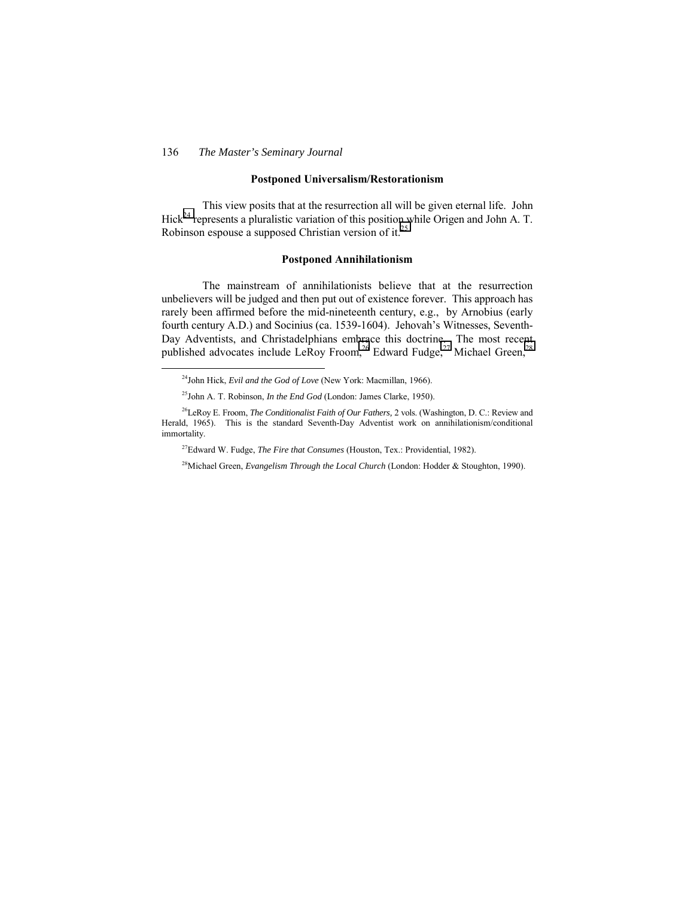### Postponed Universalism/Restorationism

This view posits that at the resurrection all will be given eternal life. John Hick[24] represents a pluralistic variation of this position while Origen and John A. T. Robinson espouse a supposed Christian version of it.[25]

### Postponed Annihilationism

The mainstream of annihilationists believe that at the resurrection unbelievers will be judged and then put out of existence forever. This approach has rarely been affirmed before the mid-nineteenth century, e.g., by Arnobius (early fourth century A.D.) and Socinius (ca. 1539-1604). Jehovah's Witnesses, Seventh-Day Adventists, and Christadelphians embrace this doctrine. The most recent published advocates include LeRoy Froom,[26] Edward Fudge,[27] Michael Green,[28]

---

[24] John Hick, *Evil and the God of Love* (New York: Macmillan, 1966).

[25] John A. T. Robinson, *In the End God* (London: James Clarke, 1950).

[26] LeRoy E. Froom, *The Conditionalist Faith of Our Fathers,* 2 vols. (Washington, D. C.: Review and Herald, 1965). This is the standard Seventh-Day Adventist work on annihilationism/conditional immortality.

[27] Edward W. Fudge, *The Fire that Consumes* (Houston, Tex.: Providential, 1982).

[28] Michael Green, *Evangelism Through the Local Church* (London: Hodder & Stoughton, 1990).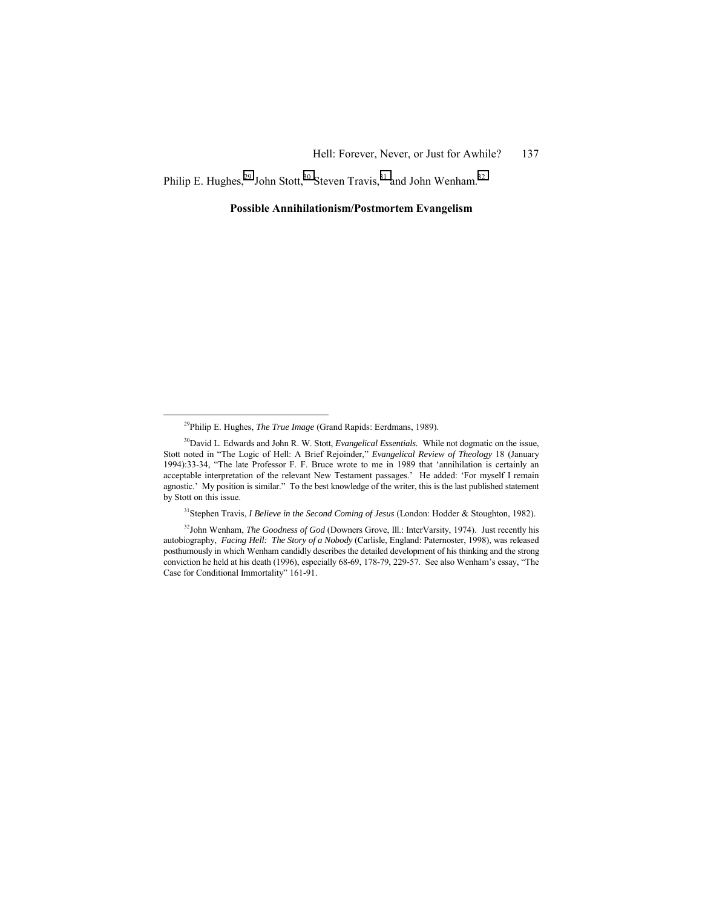Philip E. Hughes,[29] John Stott,[30] Steven Travis,[31] and John Wenham.[32]

**Possible Annihilationism/Postmortem Evangelism**

---

[29]Philip E. Hughes, *The True Image* (Grand Rapids: Eerdmans, 1989).

[30]David L. Edwards and John R. W. Stott, *Evangelical Essentials.* While not dogmatic on the issue, Stott noted in "The Logic of Hell: A Brief Rejoinder," *Evangelical Review of Theology* 18 (January 1994):33-34, "The late Professor F. F. Bruce wrote to me in 1989 that 'annihilation is certainly an acceptable interpretation of the relevant New Testament passages.' He added: 'For myself I remain agnostic.' My position is similar." To the best knowledge of the writer, this is the last published statement by Stott on this issue.

[31]Stephen Travis, *I Believe in the Second Coming of Jesus* (London: Hodder & Stoughton, 1982).

[32]John Wenham, *The Goodness of God* (Downers Grove, Ill.: InterVarsity, 1974). Just recently his autobiography, *Facing Hell: The Story of a Nobody* (Carlisle, England: Paternoster, 1998), was released posthumously in which Wenham candidly describes the detailed development of his thinking and the strong conviction he held at his death (1996), especially 68-69, 178-79, 229-57. See also Wenham's essay, "The Case for Conditional Immortality" 161-91.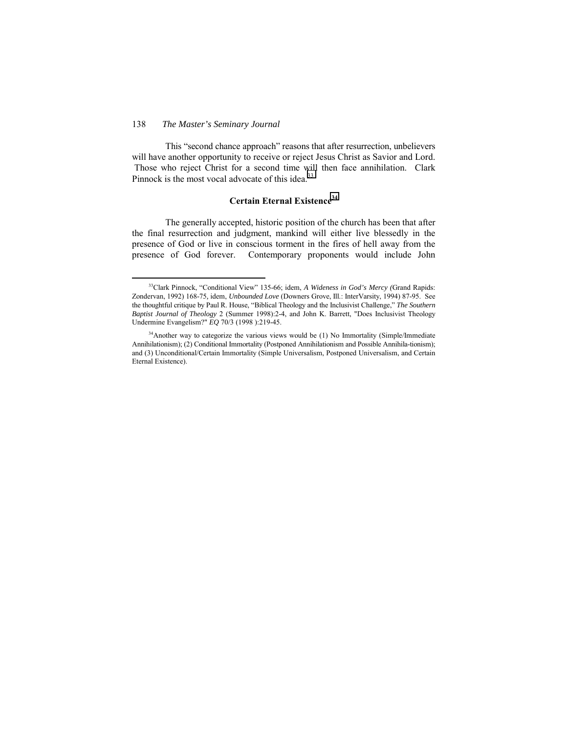This "second chance approach" reasons that after resurrection, unbelievers will have another opportunity to receive or reject Jesus Christ as Savior and Lord. Those who reject Christ for a second time will then face annihilation. Clark Pinnock is the most vocal advocate of this idea.[33]

## Certain Eternal Existence[34]

The generally accepted, historic position of the church has been that after the final resurrection and judgment, mankind will either live blessedly in the presence of God or live in conscious torment in the fires of hell away from the presence of God forever. Contemporary proponents would include John

---

[33]Clark Pinnock, "Conditional View" 135-66; idem, *A Wideness in God's Mercy (*Grand Rapids: Zondervan, 1992) 168-75, idem, *Unbounded Love* (Downers Grove, Ill.: InterVarsity, 1994) 87-95. See the thoughtful critique by Paul R. House, "Biblical Theology and the Inclusivist Challenge," *The Southern Baptist Journal of Theology* 2 (Summer 1998):2-4, and John K. Barrett, "Does Inclusivist Theology Undermine Evangelism?" *EQ* 70/3 (1998 ):219-45.

[34]Another way to categorize the various views would be (1) No Immortality (Simple/Immediate Annihilationism); (2) Conditional Immortality (Postponed Annihilationism and Possible Annihila-tionism); and (3) Unconditional/Certain Immortality (Simple Universalism, Postponed Universalism, and Certain Eternal Existence).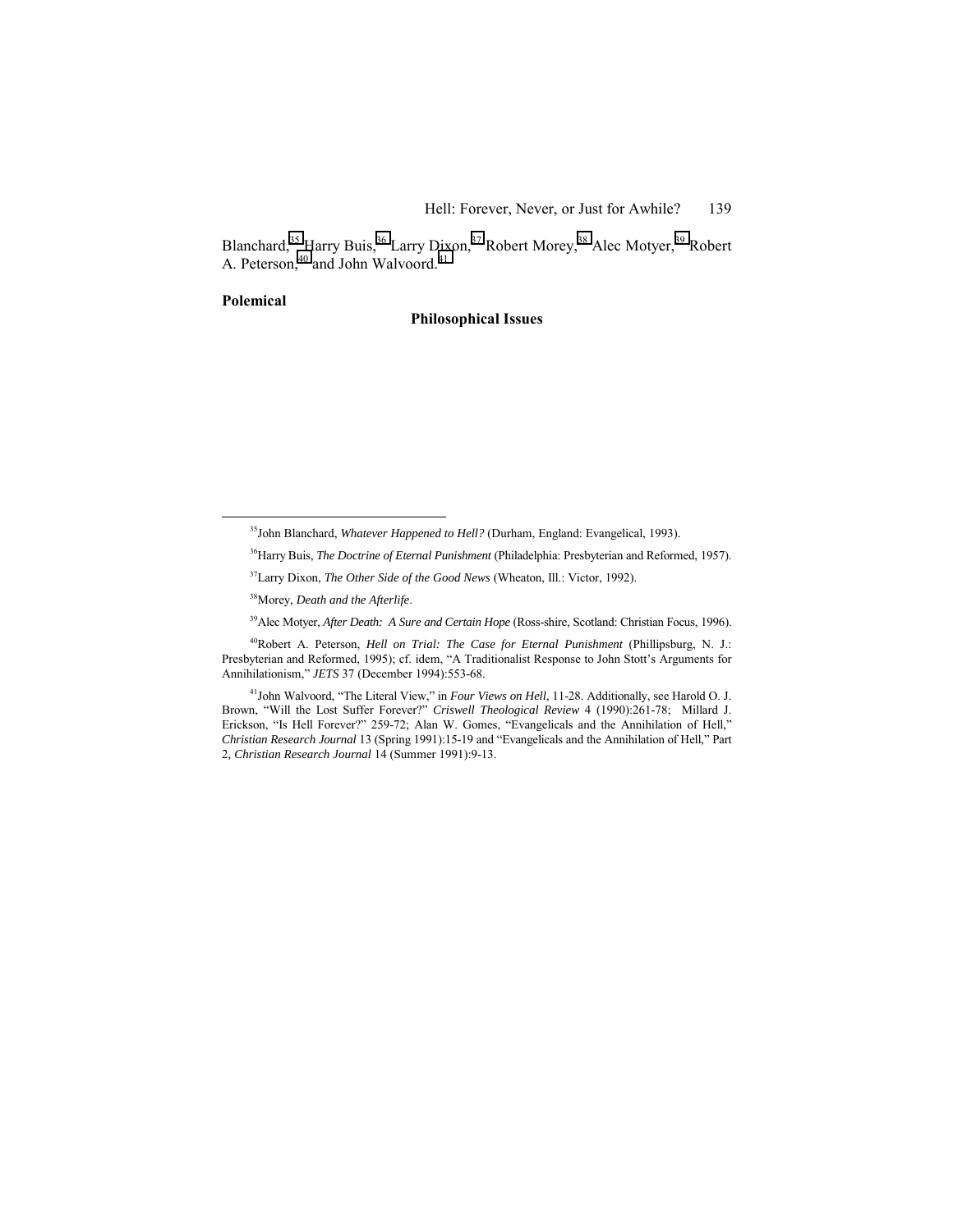Blanchard,[35] Harry Buis,[36] Larry Dixon,[37] Robert Morey,[38] Alec Motyer,[39] Robert A. Peterson,[40] and John Walvoord.[41]

**Polemical**

### Philosophical Issues

---

[35]John Blanchard, *Whatever Happened to Hell?* (Durham, England: Evangelical, 1993).

[36]Harry Buis, *The Doctrine of Eternal Punishment* (Philadelphia: Presbyterian and Reformed, 1957).

[37]Larry Dixon, *The Other Side of the Good News* (Wheaton, Ill.: Victor, 1992).

[38]Morey, *Death and the Afterlife*.

[39]Alec Motyer, *After Death: A Sure and Certain Hope* (Ross-shire, Scotland: Christian Focus, 1996).

[40]Robert A. Peterson, *Hell on Trial: The Case for Eternal Punishment* (Phillipsburg, N. J.: Presbyterian and Reformed, 1995); cf. idem, "A Traditionalist Response to John Stott's Arguments for Annihilationism," *JETS* 37 (December 1994):553-68.

[41]John Walvoord, "The Literal View," in *Four Views on Hell*, 11-28. Additionally, see Harold O. J. Brown, "Will the Lost Suffer Forever?" *Criswell Theological Review* 4 (1990):261-78; Millard J. Erickson, "Is Hell Forever?" 259-72; Alan W. Gomes, "Evangelicals and the Annihilation of Hell," *Christian Research Journal* 13 (Spring 1991):15-19 and "Evangelicals and the Annihilation of Hell," Part 2, *Christian Research Journal* 14 (Summer 1991):9-13.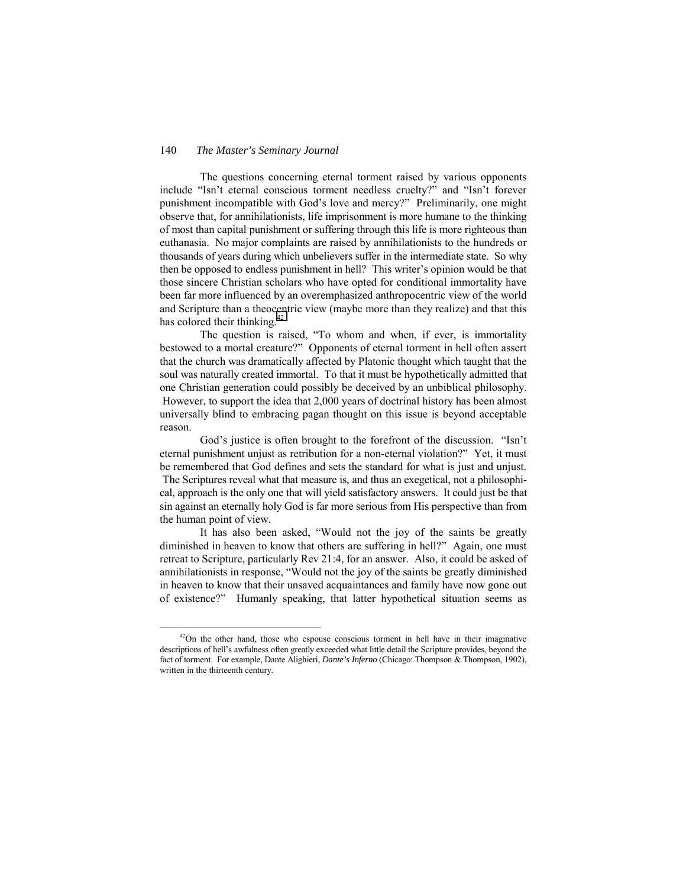The questions concerning eternal torment raised by various opponents include "Isn't eternal conscious torment needless cruelty?" and "Isn't forever punishment incompatible with God's love and mercy?" Preliminarily, one might observe that, for annihilationists, life imprisonment is more humane to the thinking of most than capital punishment or suffering through this life is more righteous than euthanasia. No major complaints are raised by annihilationists to the hundreds or thousands of years during which unbelievers suffer in the intermediate state. So why then be opposed to endless punishment in hell? This writer's opinion would be that those sincere Christian scholars who have opted for conditional immortality have been far more influenced by an overemphasized anthropocentric view of the world and Scripture than a theocentric view (maybe more than they realize) and that this has colored their thinking.[42]

The question is raised, "To whom and when, if ever, is immortality bestowed to a mortal creature?" Opponents of eternal torment in hell often assert that the church was dramatically affected by Platonic thought which taught that the soul was naturally created immortal. To that it must be hypothetically admitted that one Christian generation could possibly be deceived by an unbiblical philosophy. However, to support the idea that 2,000 years of doctrinal history has been almost universally blind to embracing pagan thought on this issue is beyond acceptable reason.

God's justice is often brought to the forefront of the discussion. "Isn't eternal punishment unjust as retribution for a non-eternal violation?" Yet, it must be remembered that God defines and sets the standard for what is just and unjust. The Scriptures reveal what that measure is, and thus an exegetical, not a philosophical, approach is the only one that will yield satisfactory answers. It could just be that sin against an eternally holy God is far more serious from His perspective than from the human point of view.

It has also been asked, "Would not the joy of the saints be greatly diminished in heaven to know that others are suffering in hell?" Again, one must retreat to Scripture, particularly Rev 21:4, for an answer. Also, it could be asked of annihilationists in response, "Would not the joy of the saints be greatly diminished in heaven to know that their unsaved acquaintances and family have now gone out of existence?" Humanly speaking, that latter hypothetical situation seems as

---

[42]On the other hand, those who espouse conscious torment in hell have in their imaginative descriptions of hell's awfulness often greatly exceeded what little detail the Scripture provides, beyond the fact of torment. For example, Dante Alighieri, *Dante's Inferno* (Chicago: Thompson & Thompson, 1902), written in the thirteenth century.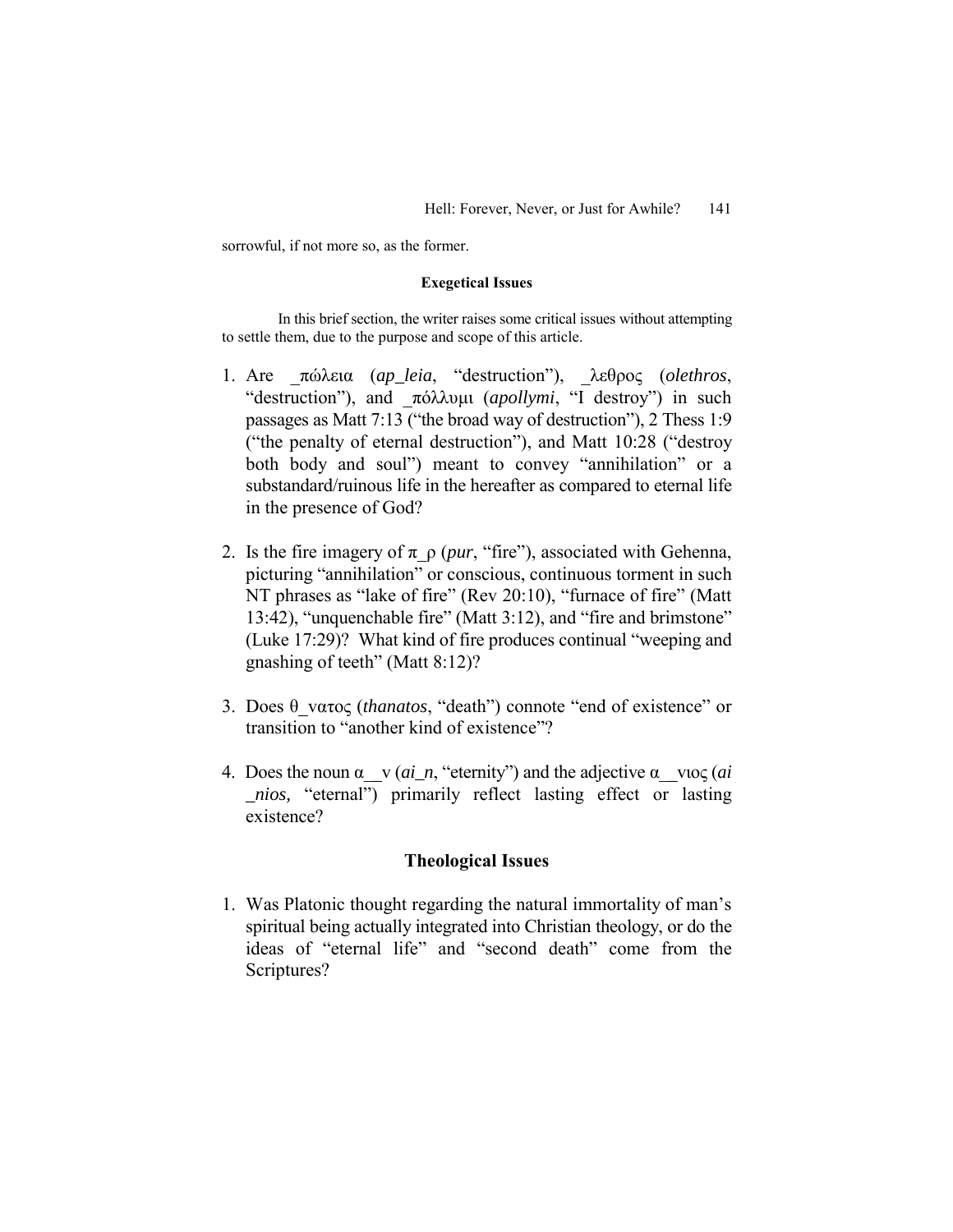sorrowful, if not more so, as the former.

#### Exegetical Issues

In this brief section, the writer raises some critical issues without attempting to settle them, due to the purpose and scope of this article.

1. Are _πώλεια (*ap_leia*, "destruction"), _λεθρος (*olethros*, "destruction"), and _πόλλυμι (*apollymi*, "I destroy") in such passages as Matt 7:13 ("the broad way of destruction"), 2 Thess 1:9 ("the penalty of eternal destruction"), and Matt 10:28 ("destroy both body and soul") meant to convey "annihilation" or a substandard/ruinous life in the hereafter as compared to eternal life in the presence of God?

2. Is the fire imagery of π_ρ (*pur*, "fire"), associated with Gehenna, picturing "annihilation" or conscious, continuous torment in such NT phrases as "lake of fire" (Rev 20:10), "furnace of fire" (Matt 13:42), "unquenchable fire" (Matt 3:12), and "fire and brimstone" (Luke 17:29)? What kind of fire produces continual "weeping and gnashing of teeth" (Matt 8:12)?

3. Does θ_νατος (*thanatos*, "death") connote "end of existence" or transition to "another kind of existence"?

4. Does the noun α__ν (*ai_n*, "eternity") and the adjective α__νιος (*ai _nios,* "eternal") primarily reflect lasting effect or lasting existence?

## Theological Issues

1. Was Platonic thought regarding the natural immortality of man's spiritual being actually integrated into Christian theology, or do the ideas of "eternal life" and "second death" come from the Scriptures?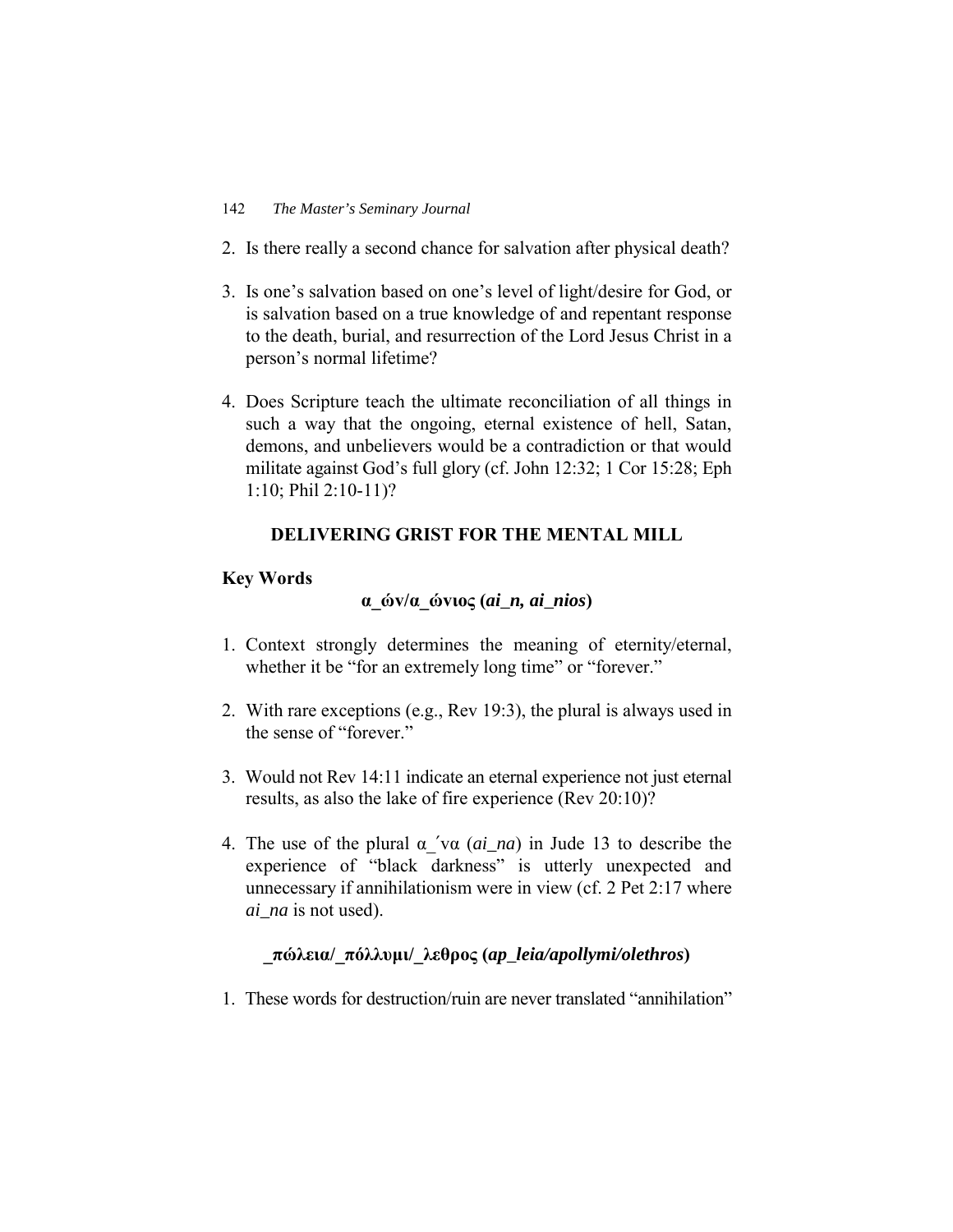2. Is there really a second chance for salvation after physical death?

3. Is one's salvation based on one's level of light/desire for God, or is salvation based on a true knowledge of and repentant response to the death, burial, and resurrection of the Lord Jesus Christ in a person's normal lifetime?

4. Does Scripture teach the ultimate reconciliation of all things in such a way that the ongoing, eternal existence of hell, Satan, demons, and unbelievers would be a contradiction or that would militate against God's full glory (cf. John 12:32; 1 Cor 15:28; Eph 1:10; Phil 2:10-11)?

## DELIVERING GRIST FOR THE MENTAL MILL

### Key Words

**α_ών/α_ώνιος (*ai_n, ai_nios*)**

1. Context strongly determines the meaning of eternity/eternal, whether it be "for an extremely long time" or "forever."

2. With rare exceptions (e.g., Rev 19:3), the plural is always used in the sense of "forever."

3. Would not Rev 14:11 indicate an eternal experience not just eternal results, as also the lake of fire experience (Rev 20:10)?

4. The use of the plural α_´να (*ai_na*) in Jude 13 to describe the experience of "black darkness" is utterly unexpected and unnecessary if annihilationism were in view (cf. 2 Pet 2:17 where *ai_na* is not used).

**_πώλεια/_πόλλυμι/_λεθρος (*ap_leia/apollymi/olethros*)**

1. These words for destruction/ruin are never translated "annihilation"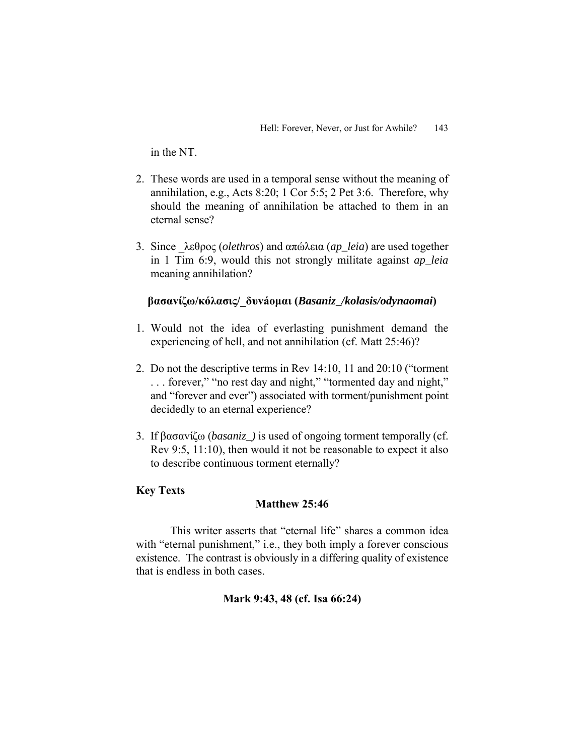in the NT.

2. These words are used in a temporal sense without the meaning of annihilation, e.g., Acts 8:20; 1 Cor 5:5; 2 Pet 3:6. Therefore, why should the meaning of annihilation be attached to them in an eternal sense?

3. Since _λεθρος (*olethros*) and απώλεια (*ap_leia*) are used together in 1 Tim 6:9, would this not strongly militate against *ap_leia* meaning annihilation?

**βασανίζω/κόλασις/_δυνάομαι (*Basaniz_/kolasis/odynaomai*)**

1. Would not the idea of everlasting punishment demand the experiencing of hell, and not annihilation (cf. Matt 25:46)?

2. Do not the descriptive terms in Rev 14:10, 11 and 20:10 ("torment . . . forever," "no rest day and night," "tormented day and night," and "forever and ever") associated with torment/punishment point decidedly to an eternal experience?

3. If βασανίζω (*basaniz_)* is used of ongoing torment temporally (cf. Rev 9:5, 11:10), then would it not be reasonable to expect it also to describe continuous torment eternally?

**Key Texts**

**Matthew 25:46**

This writer asserts that "eternal life" shares a common idea with "eternal punishment," i.e., they both imply a forever conscious existence. The contrast is obviously in a differing quality of existence that is endless in both cases.

**Mark 9:43, 48 (cf. Isa 66:24)**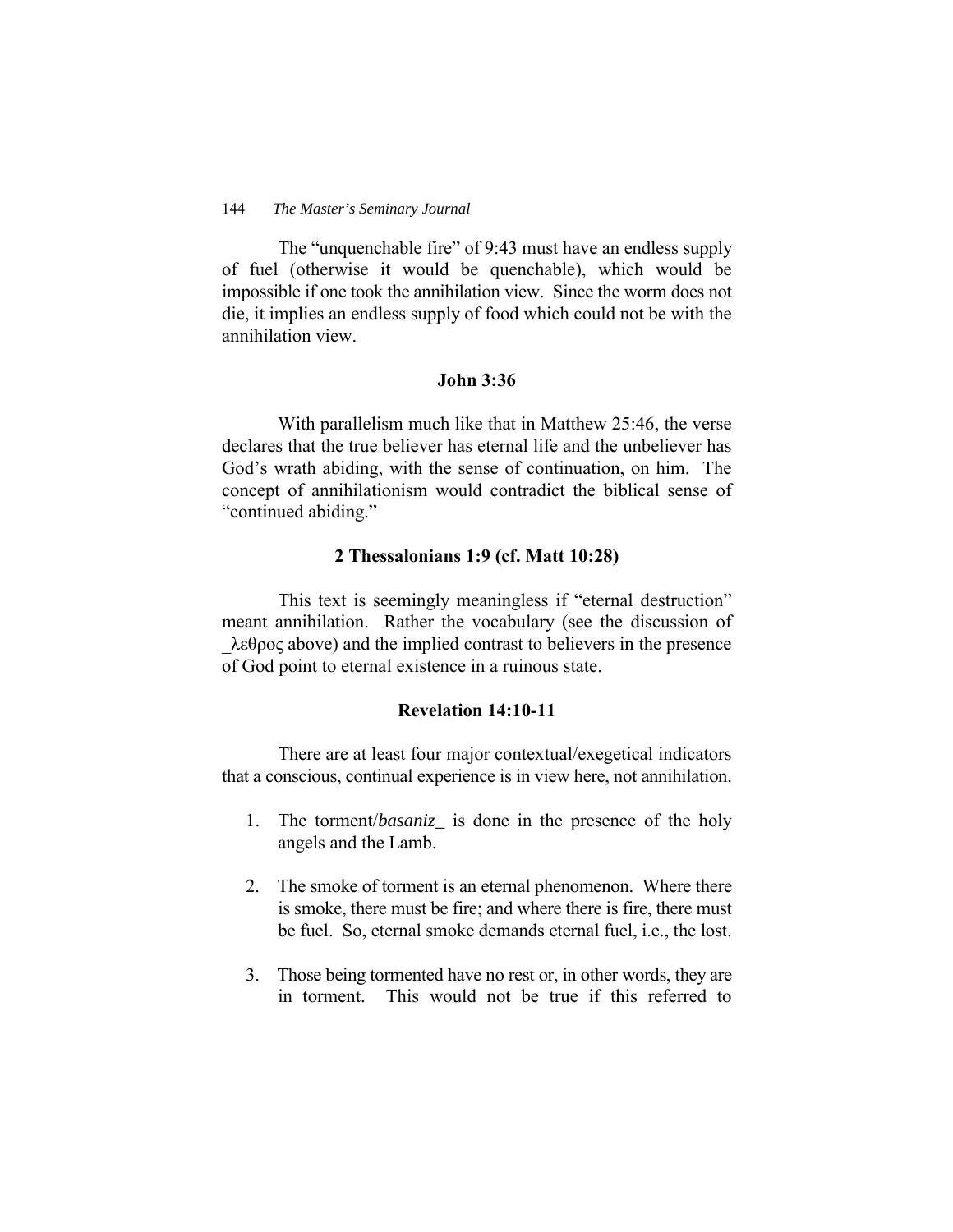The "unquenchable fire" of 9:43 must have an endless supply of fuel (otherwise it would be quenchable), which would be impossible if one took the annihilation view. Since the worm does not die, it implies an endless supply of food which could not be with the annihilation view.

### John 3:36

With parallelism much like that in Matthew 25:46, the verse declares that the true believer has eternal life and the unbeliever has God's wrath abiding, with the sense of continuation, on him. The concept of annihilationism would contradict the biblical sense of "continued abiding."

### 2 Thessalonians 1:9 (cf. Matt 10:28)

This text is seemingly meaningless if "eternal destruction" meant annihilation. Rather the vocabulary (see the discussion of _λεθρος above) and the implied contrast to believers in the presence of God point to eternal existence in a ruinous state.

### Revelation 14:10-11

There are at least four major contextual/exegetical indicators that a conscious, continual experience is in view here, not annihilation.

1. The torment/*basaniz_* is done in the presence of the holy angels and the Lamb.

2. The smoke of torment is an eternal phenomenon. Where there is smoke, there must be fire; and where there is fire, there must be fuel. So, eternal smoke demands eternal fuel, i.e., the lost.

3. Those being tormented have no rest or, in other words, they are in torment. This would not be true if this referred to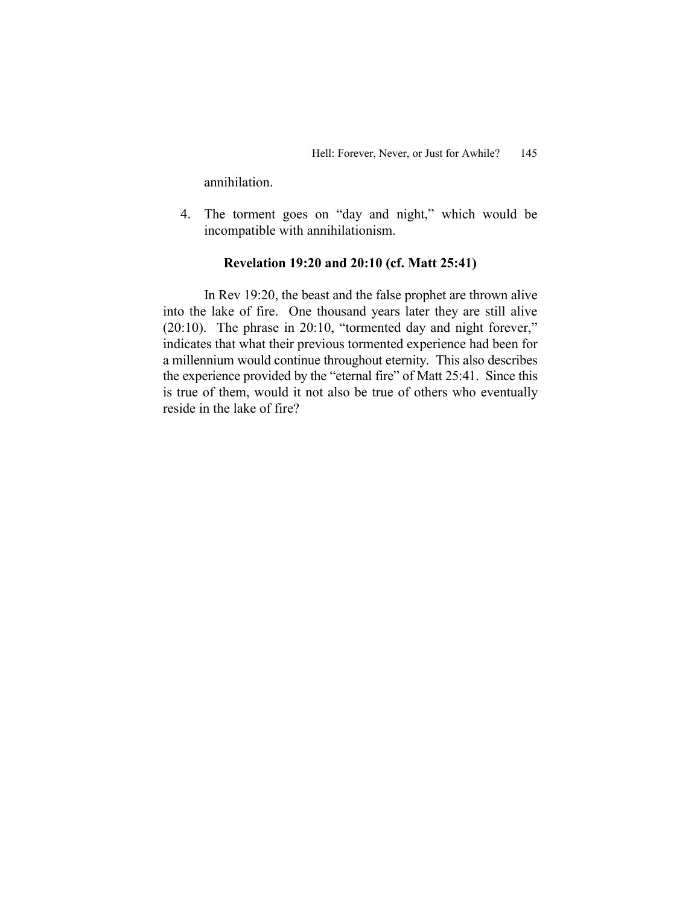annihilation.

4. The torment goes on “day and night,” which would be incompatible with annihilationism.

### Revelation 19:20 and 20:10 (cf. Matt 25:41)

In Rev 19:20, the beast and the false prophet are thrown alive into the lake of fire. One thousand years later they are still alive (20:10). The phrase in 20:10, “tormented day and night forever,” indicates that what their previous tormented experience had been for a millennium would continue throughout eternity. This also describes the experience provided by the “eternal fire” of Matt 25:41. Since this is true of them, would it not also be true of others who eventually reside in the lake of fire?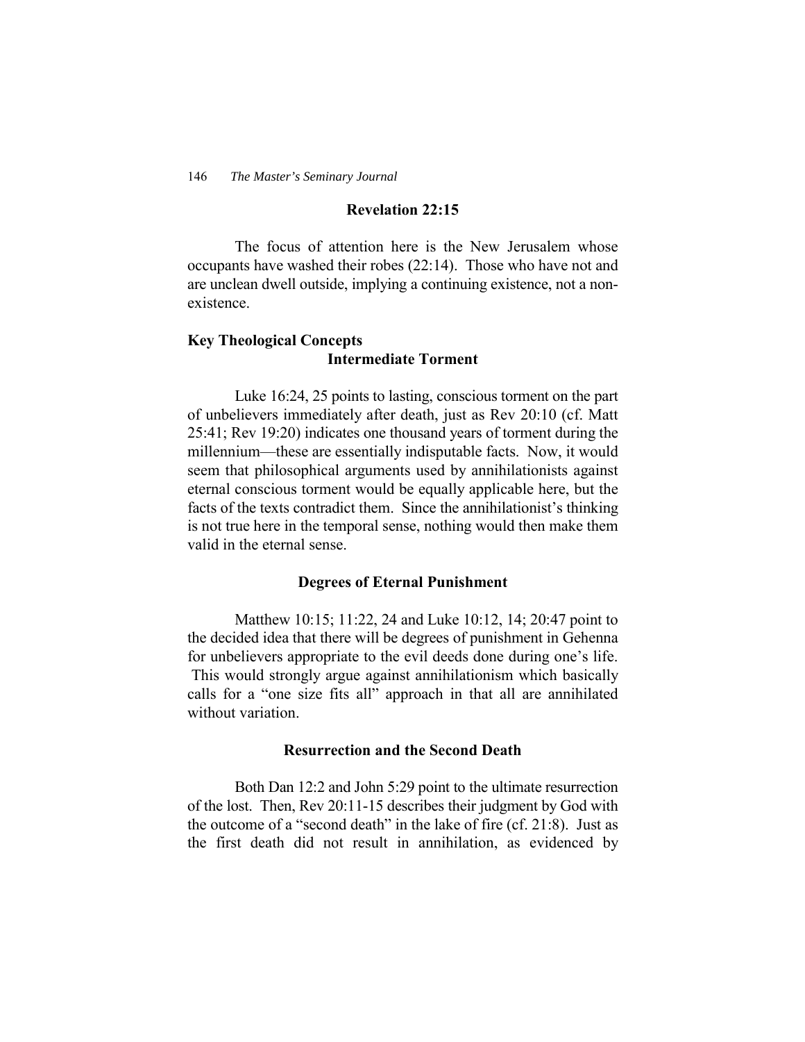### Revelation 22:15

The focus of attention here is the New Jerusalem whose occupants have washed their robes (22:14). Those who have not and are unclean dwell outside, implying a continuing existence, not a non-existence.

## Key Theological Concepts

### Intermediate Torment

Luke 16:24, 25 points to lasting, conscious torment on the part of unbelievers immediately after death, just as Rev 20:10 (cf. Matt 25:41; Rev 19:20) indicates one thousand years of torment during the millennium—these are essentially indisputable facts. Now, it would seem that philosophical arguments used by annihilationists against eternal conscious torment would be equally applicable here, but the facts of the texts contradict them. Since the annihilationist's thinking is not true here in the temporal sense, nothing would then make them valid in the eternal sense.

### Degrees of Eternal Punishment

Matthew 10:15; 11:22, 24 and Luke 10:12, 14; 20:47 point to the decided idea that there will be degrees of punishment in Gehenna for unbelievers appropriate to the evil deeds done during one's life. This would strongly argue against annihilationism which basically calls for a "one size fits all" approach in that all are annihilated without variation.

### Resurrection and the Second Death

Both Dan 12:2 and John 5:29 point to the ultimate resurrection of the lost. Then, Rev 20:11-15 describes their judgment by God with the outcome of a "second death" in the lake of fire (cf. 21:8). Just as the first death did not result in annihilation, as evidenced by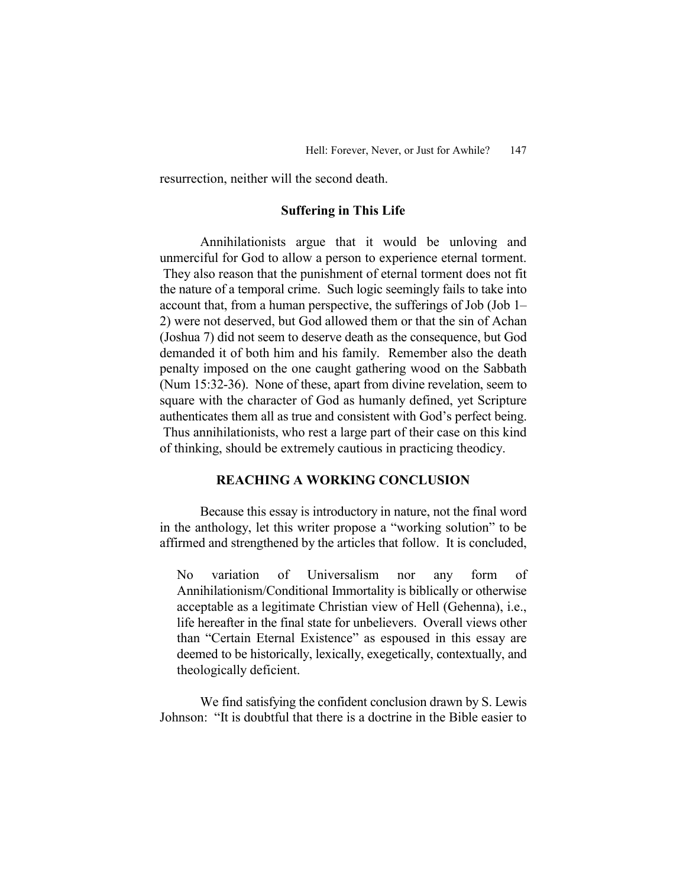resurrection, neither will the second death.

### Suffering in This Life

Annihilationists argue that it would be unloving and unmerciful for God to allow a person to experience eternal torment. They also reason that the punishment of eternal torment does not fit the nature of a temporal crime. Such logic seemingly fails to take into account that, from a human perspective, the sufferings of Job (Job 1–2) were not deserved, but God allowed them or that the sin of Achan (Joshua 7) did not seem to deserve death as the consequence, but God demanded it of both him and his family. Remember also the death penalty imposed on the one caught gathering wood on the Sabbath (Num 15:32-36). None of these, apart from divine revelation, seem to square with the character of God as humanly defined, yet Scripture authenticates them all as true and consistent with God's perfect being. Thus annihilationists, who rest a large part of their case on this kind of thinking, should be extremely cautious in practicing theodicy.

## REACHING A WORKING CONCLUSION

Because this essay is introductory in nature, not the final word in the anthology, let this writer propose a "working solution" to be affirmed and strengthened by the articles that follow. It is concluded,

> No variation of Universalism nor any form of Annihilationism/Conditional Immortality is biblically or otherwise acceptable as a legitimate Christian view of Hell (Gehenna), i.e., life hereafter in the final state for unbelievers. Overall views other than "Certain Eternal Existence" as espoused in this essay are deemed to be historically, lexically, exegetically, contextually, and theologically deficient.

We find satisfying the confident conclusion drawn by S. Lewis Johnson: "It is doubtful that there is a doctrine in the Bible easier to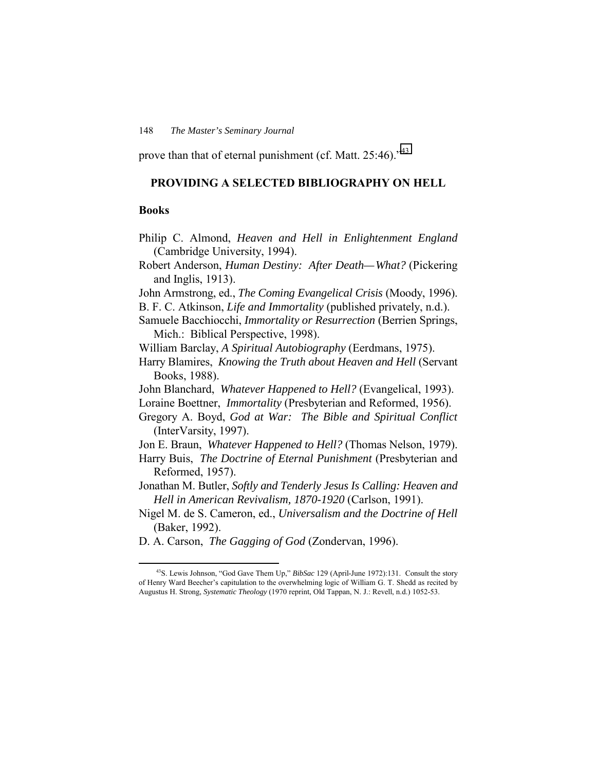prove than that of eternal punishment (cf. Matt. 25:46)."[43]

## PROVIDING A SELECTED BIBLIOGRAPHY ON HELL

### Books

Philip C. Almond, *Heaven and Hell in Enlightenment England* (Cambridge University, 1994).

Robert Anderson, *Human Destiny: After Death—What?* (Pickering and Inglis, 1913).

John Armstrong, ed., *The Coming Evangelical Crisis* (Moody, 1996).

B. F. C. Atkinson, *Life and Immortality* (published privately, n.d.).

Samuele Bacchiocchi, *Immortality or Resurrection* (Berrien Springs, Mich.: Biblical Perspective, 1998).

William Barclay, *A Spiritual Autobiography* (Eerdmans, 1975).

Harry Blamires, *Knowing the Truth about Heaven and Hell* (Servant Books, 1988).

John Blanchard, *Whatever Happened to Hell?* (Evangelical, 1993).

Loraine Boettner, *Immortality* (Presbyterian and Reformed, 1956).

Gregory A. Boyd, *God at War: The Bible and Spiritual Conflict* (InterVarsity, 1997).

Jon E. Braun, *Whatever Happened to Hell?* (Thomas Nelson, 1979).

Harry Buis, *The Doctrine of Eternal Punishment* (Presbyterian and Reformed, 1957).

Jonathan M. Butler, *Softly and Tenderly Jesus Is Calling: Heaven and Hell in American Revivalism, 1870-1920* (Carlson, 1991).

Nigel M. de S. Cameron, ed., *Universalism and the Doctrine of Hell* (Baker, 1992).

D. A. Carson, *The Gagging of God* (Zondervan, 1996).

---

[43] S. Lewis Johnson, "God Gave Them Up," *BibSac* 129 (April-June 1972):131. Consult the story of Henry Ward Beecher's capitulation to the overwhelming logic of William G. T. Shedd as recited by Augustus H. Strong, *Systematic Theology* (1970 reprint, Old Tappan, N. J.: Revell, n.d.) 1052-53.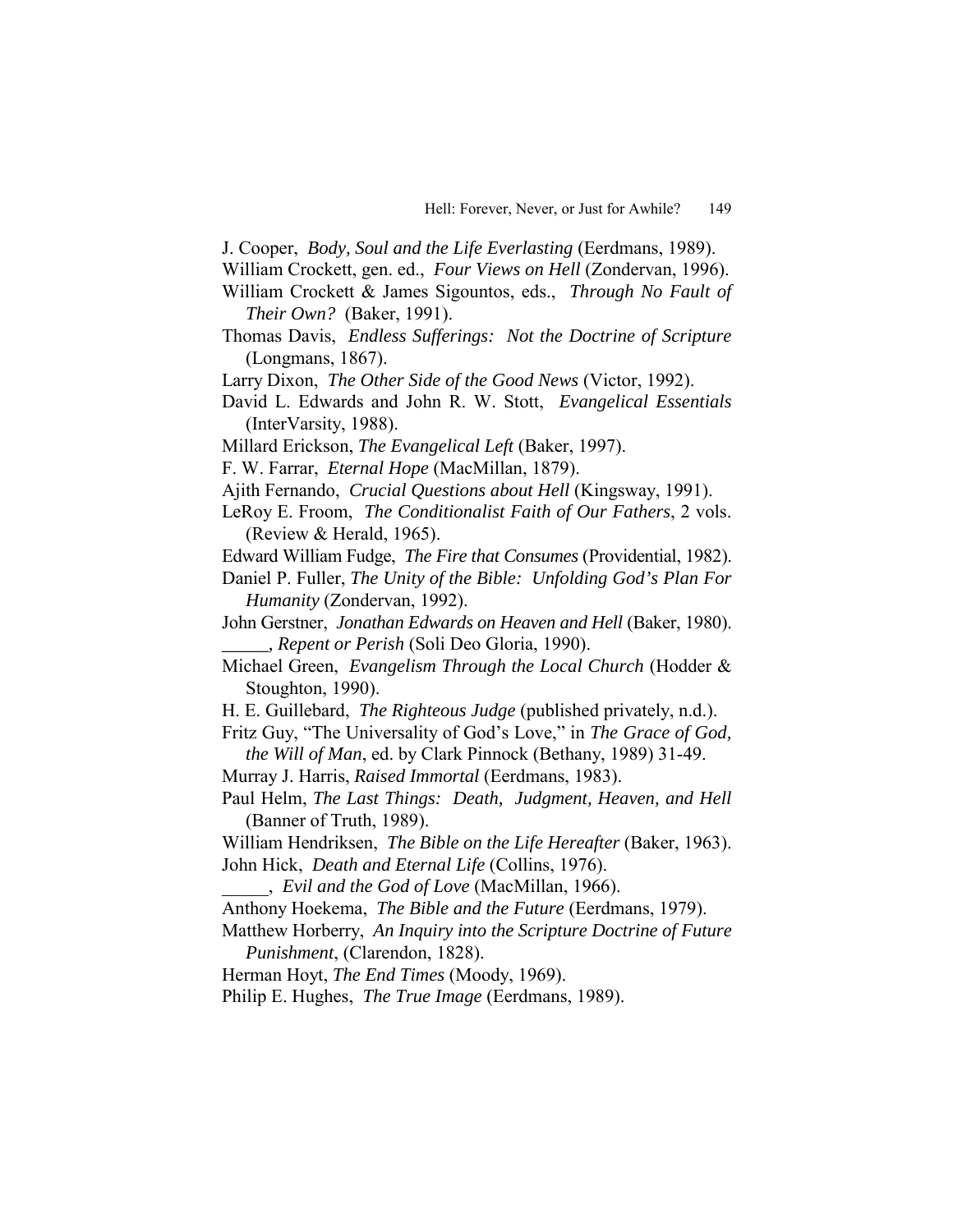J. Cooper, *Body, Soul and the Life Everlasting* (Eerdmans, 1989).

William Crockett, gen. ed., *Four Views on Hell* (Zondervan, 1996).

William Crockett & James Sigountos, eds., *Through No Fault of Their Own?* (Baker, 1991).

Thomas Davis, *Endless Sufferings: Not the Doctrine of Scripture* (Longmans, 1867).

Larry Dixon, *The Other Side of the Good News* (Victor, 1992).

David L. Edwards and John R. W. Stott, *Evangelical Essentials* (InterVarsity, 1988).

Millard Erickson, *The Evangelical Left* (Baker, 1997).

F. W. Farrar, *Eternal Hope* (MacMillan, 1879).

Ajith Fernando, *Crucial Questions about Hell* (Kingsway, 1991).

LeRoy E. Froom, *The Conditionalist Faith of Our Fathers*, 2 vols. (Review & Herald, 1965).

Edward William Fudge, *The Fire that Consumes* (Providential, 1982).

Daniel P. Fuller, *The Unity of the Bible: Unfolding God's Plan For Humanity* (Zondervan, 1992).

John Gerstner, *Jonathan Edwards on Heaven and Hell* (Baker, 1980).

_____, *Repent or Perish* (Soli Deo Gloria, 1990).

Michael Green, *Evangelism Through the Local Church* (Hodder & Stoughton, 1990).

H. E. Guillebard, *The Righteous Judge* (published privately, n.d.).

Fritz Guy, "The Universality of God's Love," in *The Grace of God, the Will of Man*, ed. by Clark Pinnock (Bethany, 1989) 31-49.

Murray J. Harris, *Raised Immortal* (Eerdmans, 1983).

Paul Helm, *The Last Things: Death, Judgment, Heaven, and Hell* (Banner of Truth, 1989).

William Hendriksen, *The Bible on the Life Hereafter* (Baker, 1963).

John Hick, *Death and Eternal Life* (Collins, 1976).

_____, *Evil and the God of Love* (MacMillan, 1966).

Anthony Hoekema, *The Bible and the Future* (Eerdmans, 1979).

Matthew Horberry, *An Inquiry into the Scripture Doctrine of Future Punishment*, (Clarendon, 1828).

Herman Hoyt, *The End Times* (Moody, 1969).

Philip E. Hughes, *The True Image* (Eerdmans, 1989).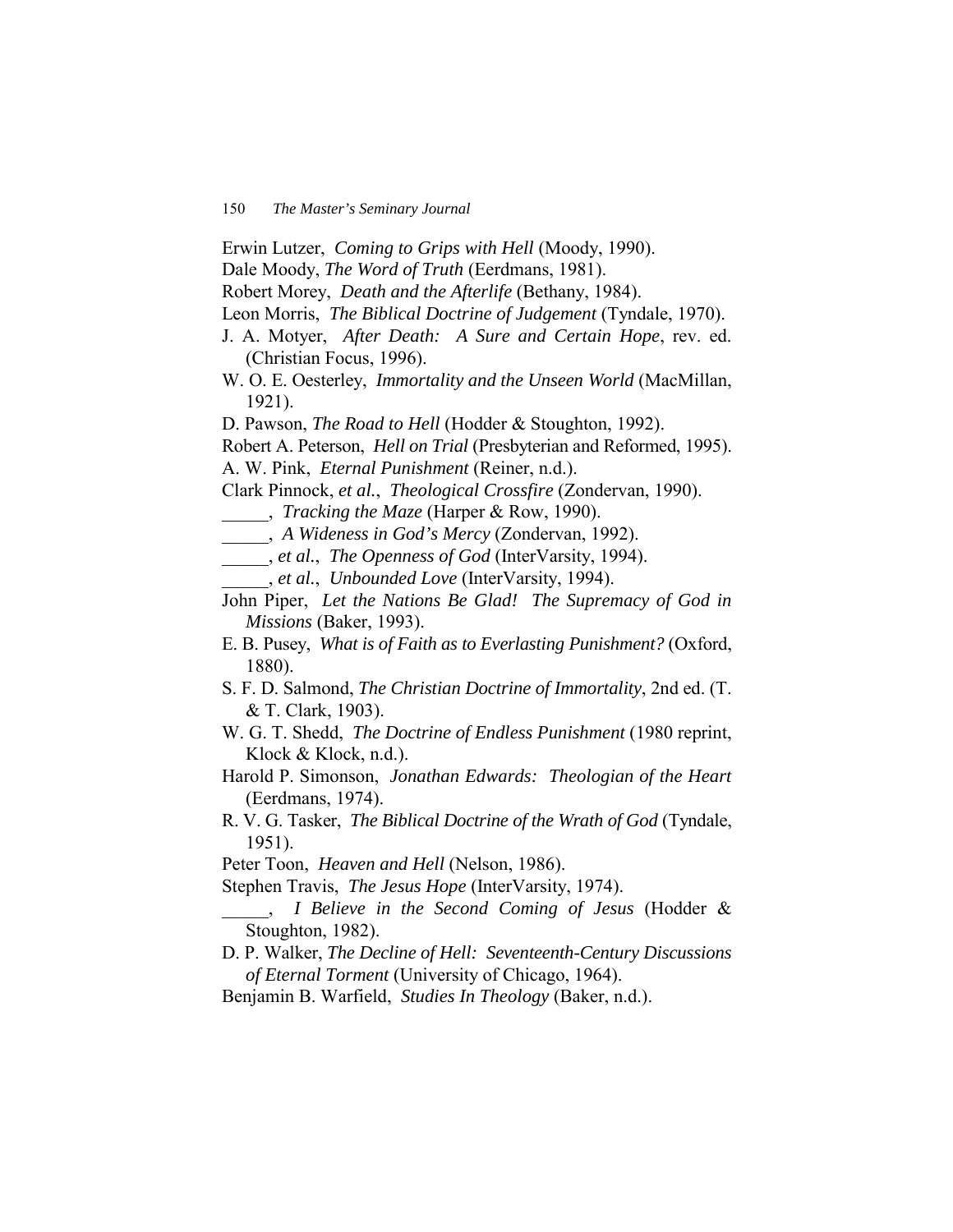Erwin Lutzer, *Coming to Grips with Hell* (Moody, 1990).

Dale Moody, *The Word of Truth* (Eerdmans, 1981).

Robert Morey, *Death and the Afterlife* (Bethany, 1984).

Leon Morris, *The Biblical Doctrine of Judgement* (Tyndale, 1970).

J. A. Motyer, *After Death: A Sure and Certain Hope*, rev. ed. (Christian Focus, 1996).

W. O. E. Oesterley, *Immortality and the Unseen World* (MacMillan, 1921).

D. Pawson, *The Road to Hell* (Hodder & Stoughton, 1992).

Robert A. Peterson, *Hell on Trial* (Presbyterian and Reformed, 1995).

A. W. Pink, *Eternal Punishment* (Reiner, n.d.).

Clark Pinnock, *et al.*, *Theological Crossfire* (Zondervan, 1990).

_____, *Tracking the Maze* (Harper & Row, 1990).

_____, *A Wideness in God's Mercy* (Zondervan, 1992).

_____, *et al.*, *The Openness of God* (InterVarsity, 1994).

_____, *et al.*, *Unbounded Love* (InterVarsity, 1994).

John Piper, *Let the Nations Be Glad! The Supremacy of God in Missions* (Baker, 1993).

E. B. Pusey, *What is of Faith as to Everlasting Punishment?* (Oxford, 1880).

S. F. D. Salmond, *The Christian Doctrine of Immortality*, 2nd ed. (T. & T. Clark, 1903).

W. G. T. Shedd, *The Doctrine of Endless Punishment* (1980 reprint, Klock & Klock, n.d.).

Harold P. Simonson, *Jonathan Edwards: Theologian of the Heart* (Eerdmans, 1974).

R. V. G. Tasker, *The Biblical Doctrine of the Wrath of God* (Tyndale, 1951).

Peter Toon, *Heaven and Hell* (Nelson, 1986).

Stephen Travis, *The Jesus Hope* (InterVarsity, 1974).

_____, *I Believe in the Second Coming of Jesus* (Hodder & Stoughton, 1982).

D. P. Walker, *The Decline of Hell: Seventeenth-Century Discussions of Eternal Torment* (University of Chicago, 1964).

Benjamin B. Warfield, *Studies In Theology* (Baker, n.d.).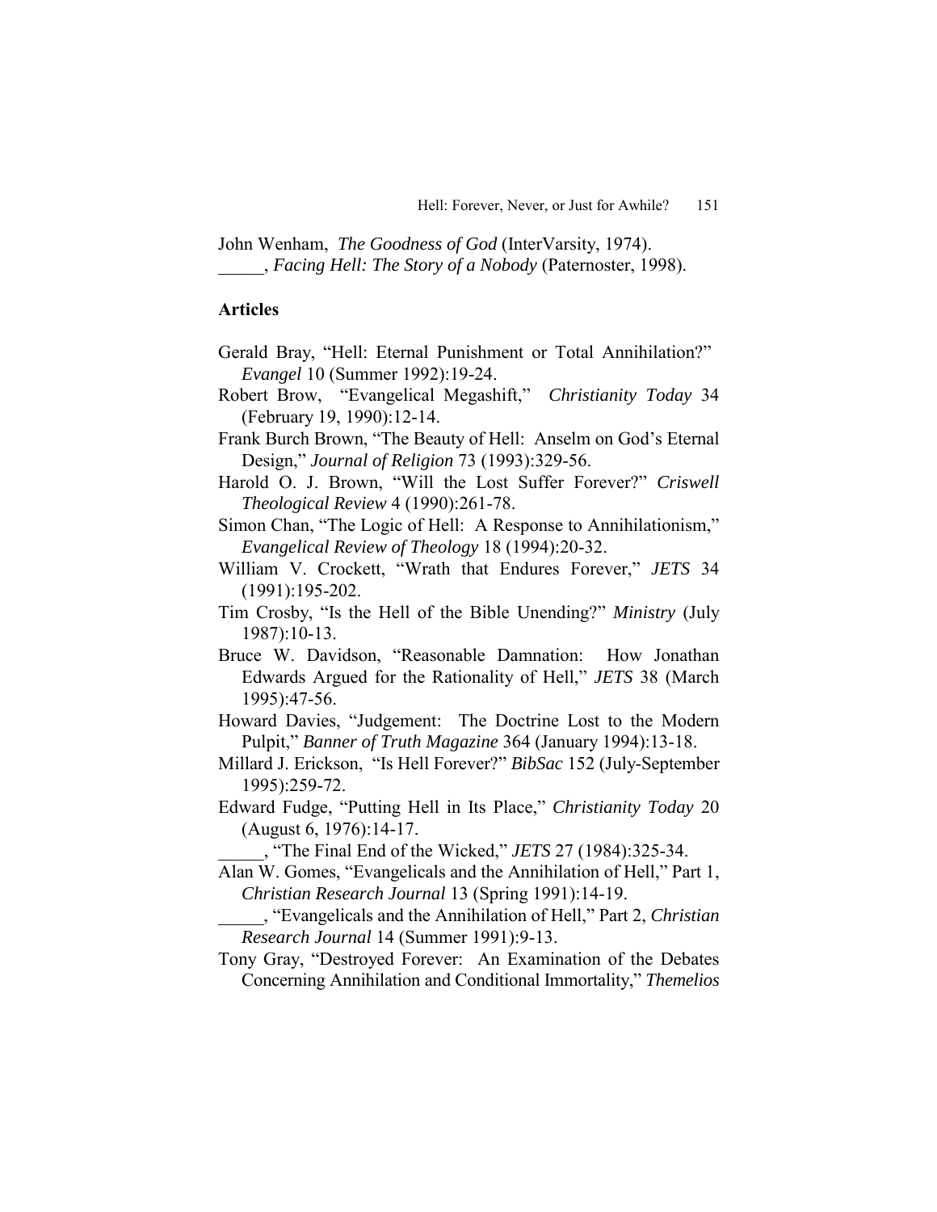John Wenham, *The Goodness of God* (InterVarsity, 1974).
_____, *Facing Hell: The Story of a Nobody* (Paternoster, 1998).

## Articles

Gerald Bray, "Hell: Eternal Punishment or Total Annihilation?" *Evangel* 10 (Summer 1992):19-24.

Robert Brow, "Evangelical Megashift," *Christianity Today* 34 (February 19, 1990):12-14.

Frank Burch Brown, "The Beauty of Hell: Anselm on God's Eternal Design," *Journal of Religion* 73 (1993):329-56.

Harold O. J. Brown, "Will the Lost Suffer Forever?" *Criswell Theological Review* 4 (1990):261-78.

Simon Chan, "The Logic of Hell: A Response to Annihilationism," *Evangelical Review of Theology* 18 (1994):20-32.

William V. Crockett, "Wrath that Endures Forever," *JETS* 34 (1991):195-202.

Tim Crosby, "Is the Hell of the Bible Unending?" *Ministry* (July 1987):10-13.

Bruce W. Davidson, "Reasonable Damnation: How Jonathan Edwards Argued for the Rationality of Hell," *JETS* 38 (March 1995):47-56.

Howard Davies, "Judgement: The Doctrine Lost to the Modern Pulpit," *Banner of Truth Magazine* 364 (January 1994):13-18.

Millard J. Erickson, "Is Hell Forever?" *BibSac* 152 (July-September 1995):259-72.

Edward Fudge, "Putting Hell in Its Place," *Christianity Today* 20 (August 6, 1976):14-17.

_____, "The Final End of the Wicked," *JETS* 27 (1984):325-34.

Alan W. Gomes, "Evangelicals and the Annihilation of Hell," Part 1, *Christian Research Journal* 13 (Spring 1991):14-19.

_____, "Evangelicals and the Annihilation of Hell," Part 2, *Christian Research Journal* 14 (Summer 1991):9-13.

Tony Gray, "Destroyed Forever: An Examination of the Debates Concerning Annihilation and Conditional Immortality," *Themelios*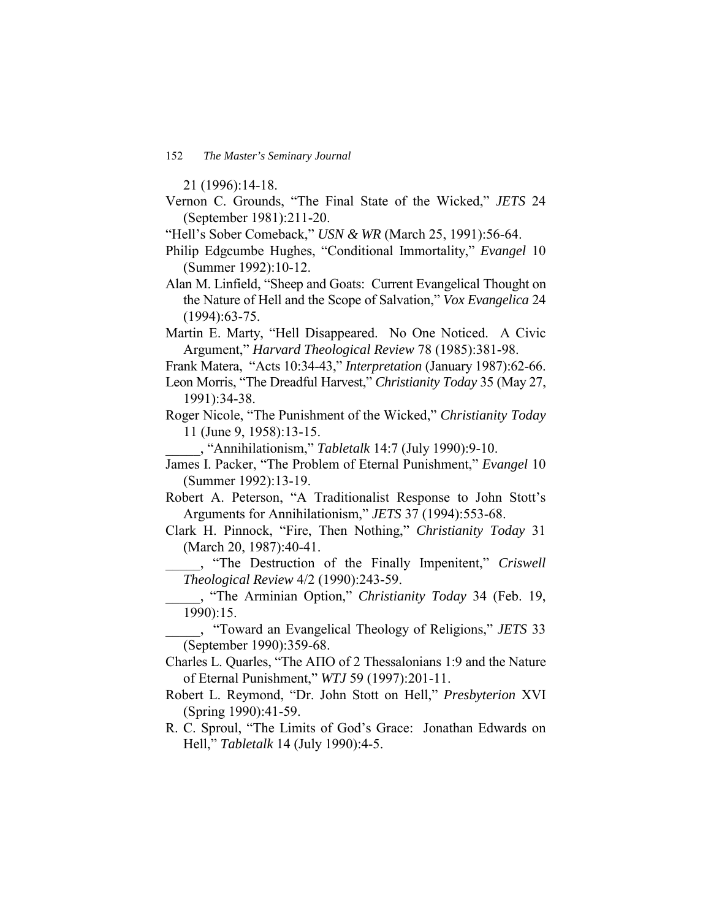21 (1996):14-18.

Vernon C. Grounds, "The Final State of the Wicked," *JETS* 24 (September 1981):211-20.

"Hell's Sober Comeback," *USN & WR* (March 25, 1991):56-64.

Philip Edgcumbe Hughes, "Conditional Immortality," *Evangel* 10 (Summer 1992):10-12.

Alan M. Linfield, "Sheep and Goats: Current Evangelical Thought on the Nature of Hell and the Scope of Salvation," *Vox Evangelica* 24 (1994):63-75.

Martin E. Marty, "Hell Disappeared. No One Noticed. A Civic Argument," *Harvard Theological Review* 78 (1985):381-98.

Frank Matera, "Acts 10:34-43," *Interpretation* (January 1987):62-66.

Leon Morris, "The Dreadful Harvest," *Christianity Today* 35 (May 27, 1991):34-38.

Roger Nicole, "The Punishment of the Wicked," *Christianity Today* 11 (June 9, 1958):13-15.

_____, "Annihilationism," *Tabletalk* 14:7 (July 1990):9-10.

James I. Packer, "The Problem of Eternal Punishment," *Evangel* 10 (Summer 1992):13-19.

Robert A. Peterson, "A Traditionalist Response to John Stott's Arguments for Annihilationism," *JETS* 37 (1994):553-68.

Clark H. Pinnock, "Fire, Then Nothing," *Christianity Today* 31 (March 20, 1987):40-41.

_____, "The Destruction of the Finally Impenitent," *Criswell Theological Review* 4/2 (1990):243-59.

_____, "The Arminian Option," *Christianity Today* 34 (Feb. 19, 1990):15.

_____, "Toward an Evangelical Theology of Religions," *JETS* 33 (September 1990):359-68.

Charles L. Quarles, "The ΑΠΟ of 2 Thessalonians 1:9 and the Nature of Eternal Punishment," *WTJ* 59 (1997):201-11.

Robert L. Reymond, "Dr. John Stott on Hell," *Presbyterion* XVI (Spring 1990):41-59.

R. C. Sproul, "The Limits of God's Grace: Jonathan Edwards on Hell," *Tabletalk* 14 (July 1990):4-5.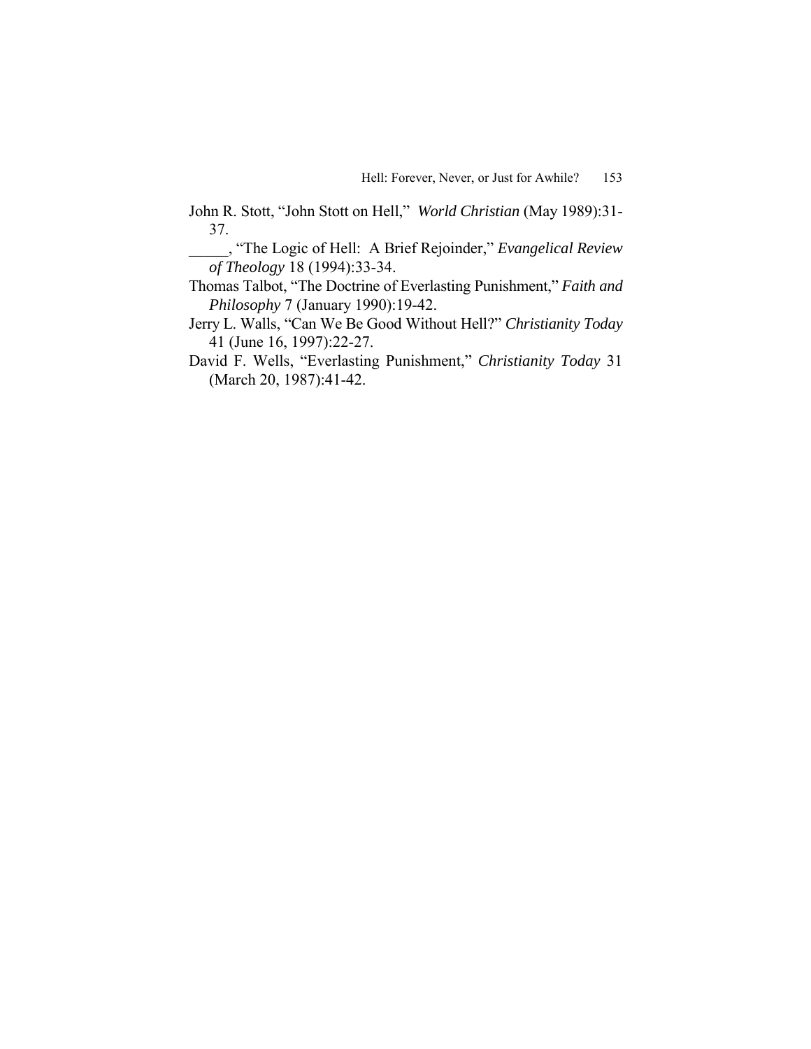John R. Stott, "John Stott on Hell," *World Christian* (May 1989):31-37.

_____, "The Logic of Hell: A Brief Rejoinder," *Evangelical Review of Theology* 18 (1994):33-34.

Thomas Talbot, "The Doctrine of Everlasting Punishment," *Faith and Philosophy* 7 (January 1990):19-42.

Jerry L. Walls, "Can We Be Good Without Hell?" *Christianity Today* 41 (June 16, 1997):22-27.

David F. Wells, "Everlasting Punishment," *Christianity Today* 31 (March 20, 1987):41-42.